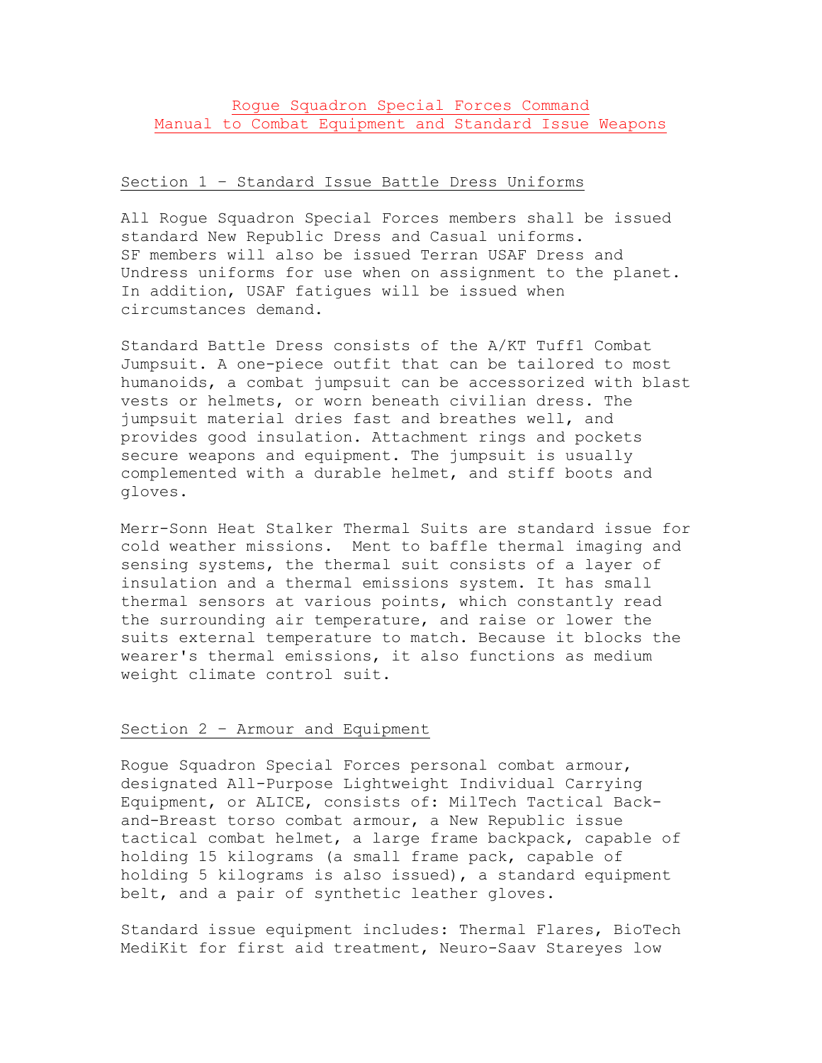# Rogue Squadron Special Forces Command
# Manual to Combat Equipment and Standard Issue Weapons

## Section 1 – Standard Issue Battle Dress Uniforms

All Rogue Squadron Special Forces members shall be issued standard New Republic Dress and Casual uniforms. SF members will also be issued Terran USAF Dress and Undress uniforms for use when on assignment to the planet. In addition, USAF fatigues will be issued when circumstances demand.

Standard Battle Dress consists of the A/KT Tuff1 Combat Jumpsuit. A one-piece outfit that can be tailored to most humanoids, a combat jumpsuit can be accessorized with blast vests or helmets, or worn beneath civilian dress. The jumpsuit material dries fast and breathes well, and provides good insulation. Attachment rings and pockets secure weapons and equipment. The jumpsuit is usually complemented with a durable helmet, and stiff boots and gloves.

Merr-Sonn Heat Stalker Thermal Suits are standard issue for cold weather missions. Ment to baffle thermal imaging and sensing systems, the thermal suit consists of a layer of insulation and a thermal emissions system. It has small thermal sensors at various points, which constantly read the surrounding air temperature, and raise or lower the suits external temperature to match. Because it blocks the wearer's thermal emissions, it also functions as medium weight climate control suit.

## Section 2 – Armour and Equipment

Rogue Squadron Special Forces personal combat armour, designated All-Purpose Lightweight Individual Carrying Equipment, or ALICE, consists of: MilTech Tactical Back-and-Breast torso combat armour, a New Republic issue tactical combat helmet, a large frame backpack, capable of holding 15 kilograms (a small frame pack, capable of holding 5 kilograms is also issued), a standard equipment belt, and a pair of synthetic leather gloves.

Standard issue equipment includes: Thermal Flares, BioTech MediKit for first aid treatment, Neuro-Saav Stareyes low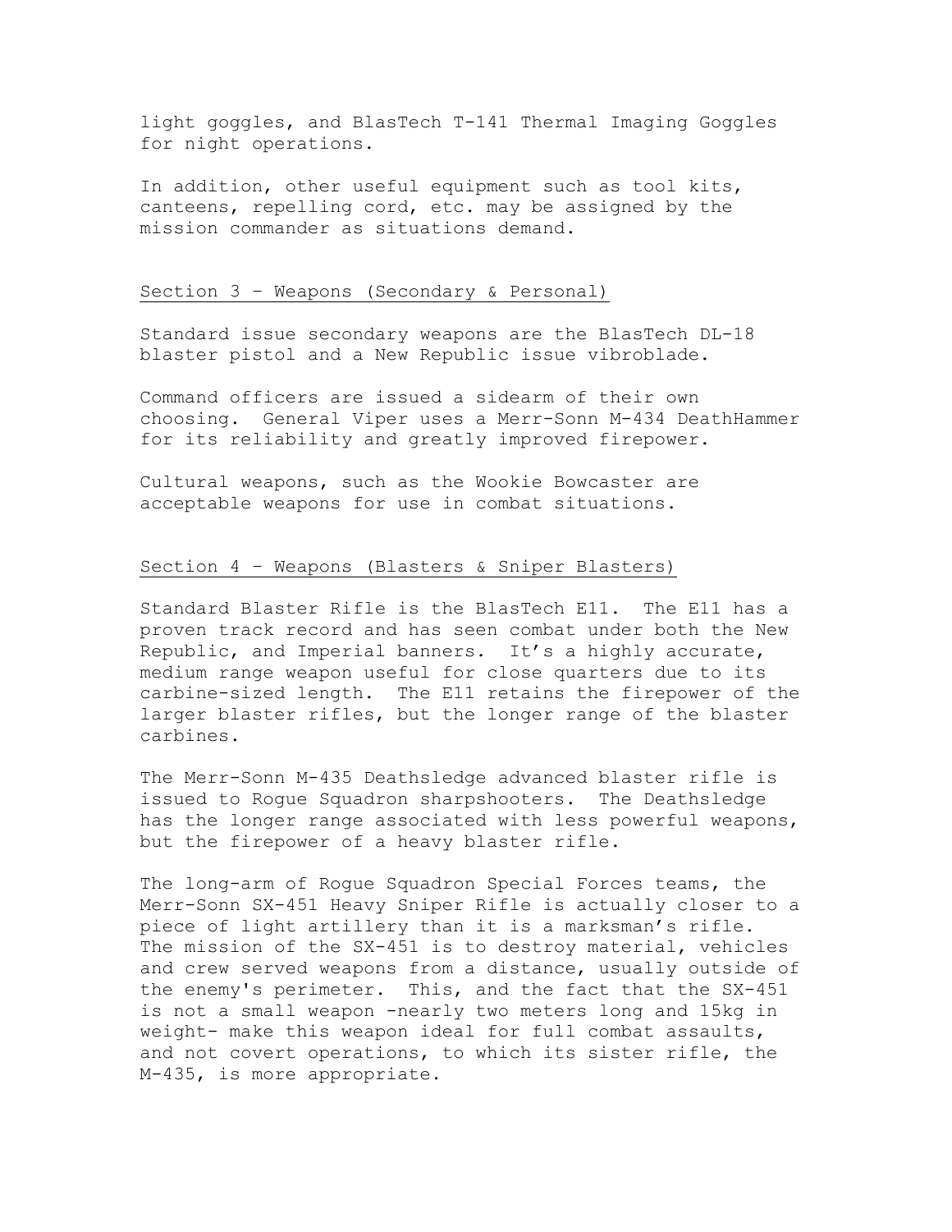light goggles, and BlasTech T-141 Thermal Imaging Goggles for night operations.

In addition, other useful equipment such as tool kits, canteens, repelling cord, etc. may be assigned by the mission commander as situations demand.

## Section 3 – Weapons (Secondary & Personal)

Standard issue secondary weapons are the BlasTech DL-18 blaster pistol and a New Republic issue vibroblade.

Command officers are issued a sidearm of their own choosing. General Viper uses a Merr-Sonn M-434 DeathHammer for its reliability and greatly improved firepower.

Cultural weapons, such as the Wookie Bowcaster are acceptable weapons for use in combat situations.

## Section 4 – Weapons (Blasters & Sniper Blasters)

Standard Blaster Rifle is the BlasTech E11. The E11 has a proven track record and has seen combat under both the New Republic, and Imperial banners. It's a highly accurate, medium range weapon useful for close quarters due to its carbine-sized length. The E11 retains the firepower of the larger blaster rifles, but the longer range of the blaster carbines.

The Merr-Sonn M-435 Deathsledge advanced blaster rifle is issued to Rogue Squadron sharpshooters. The Deathsledge has the longer range associated with less powerful weapons, but the firepower of a heavy blaster rifle.

The long-arm of Rogue Squadron Special Forces teams, the Merr-Sonn SX-451 Heavy Sniper Rifle is actually closer to a piece of light artillery than it is a marksman's rifle. The mission of the SX-451 is to destroy material, vehicles and crew served weapons from a distance, usually outside of the enemy's perimeter. This, and the fact that the SX-451 is not a small weapon -nearly two meters long and 15kg in weight- make this weapon ideal for full combat assaults, and not covert operations, to which its sister rifle, the M-435, is more appropriate.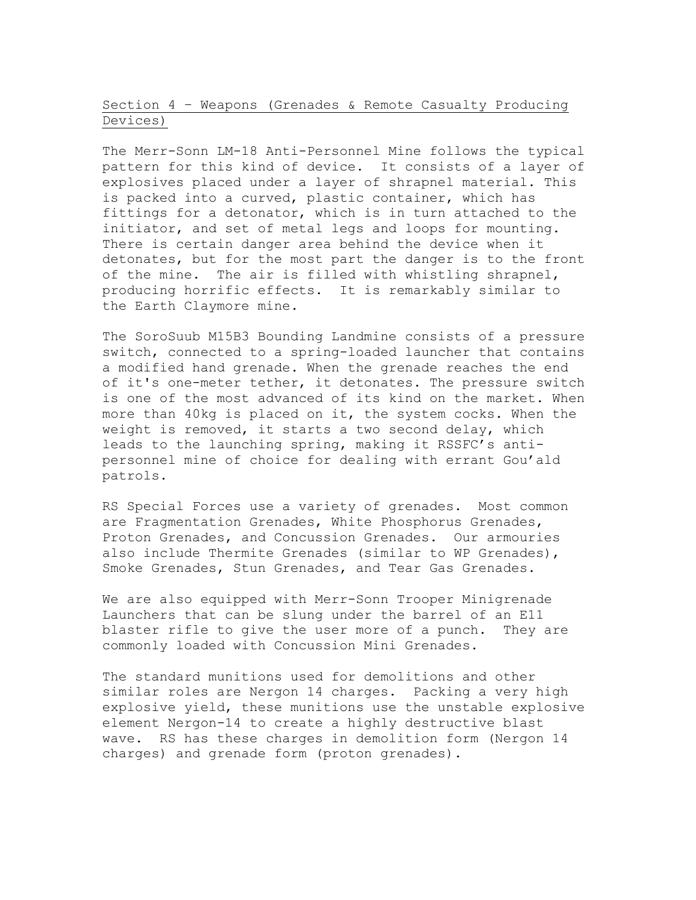## Section 4 – Weapons (Grenades & Remote Casualty Producing Devices)

The Merr-Sonn LM-18 Anti-Personnel Mine follows the typical pattern for this kind of device. It consists of a layer of explosives placed under a layer of shrapnel material. This is packed into a curved, plastic container, which has fittings for a detonator, which is in turn attached to the initiator, and set of metal legs and loops for mounting. There is certain danger area behind the device when it detonates, but for the most part the danger is to the front of the mine. The air is filled with whistling shrapnel, producing horrific effects. It is remarkably similar to the Earth Claymore mine.

The SoroSuub M15B3 Bounding Landmine consists of a pressure switch, connected to a spring-loaded launcher that contains a modified hand grenade. When the grenade reaches the end of it's one-meter tether, it detonates. The pressure switch is one of the most advanced of its kind on the market. When more than 40kg is placed on it, the system cocks. When the weight is removed, it starts a two second delay, which leads to the launching spring, making it RSSFC's anti-personnel mine of choice for dealing with errant Gou'ald patrols.

RS Special Forces use a variety of grenades. Most common are Fragmentation Grenades, White Phosphorus Grenades, Proton Grenades, and Concussion Grenades. Our armouries also include Thermite Grenades (similar to WP Grenades), Smoke Grenades, Stun Grenades, and Tear Gas Grenades.

We are also equipped with Merr-Sonn Trooper Minigrenade Launchers that can be slung under the barrel of an E11 blaster rifle to give the user more of a punch. They are commonly loaded with Concussion Mini Grenades.

The standard munitions used for demolitions and other similar roles are Nergon 14 charges. Packing a very high explosive yield, these munitions use the unstable explosive element Nergon-14 to create a highly destructive blast wave. RS has these charges in demolition form (Nergon 14 charges) and grenade form (proton grenades).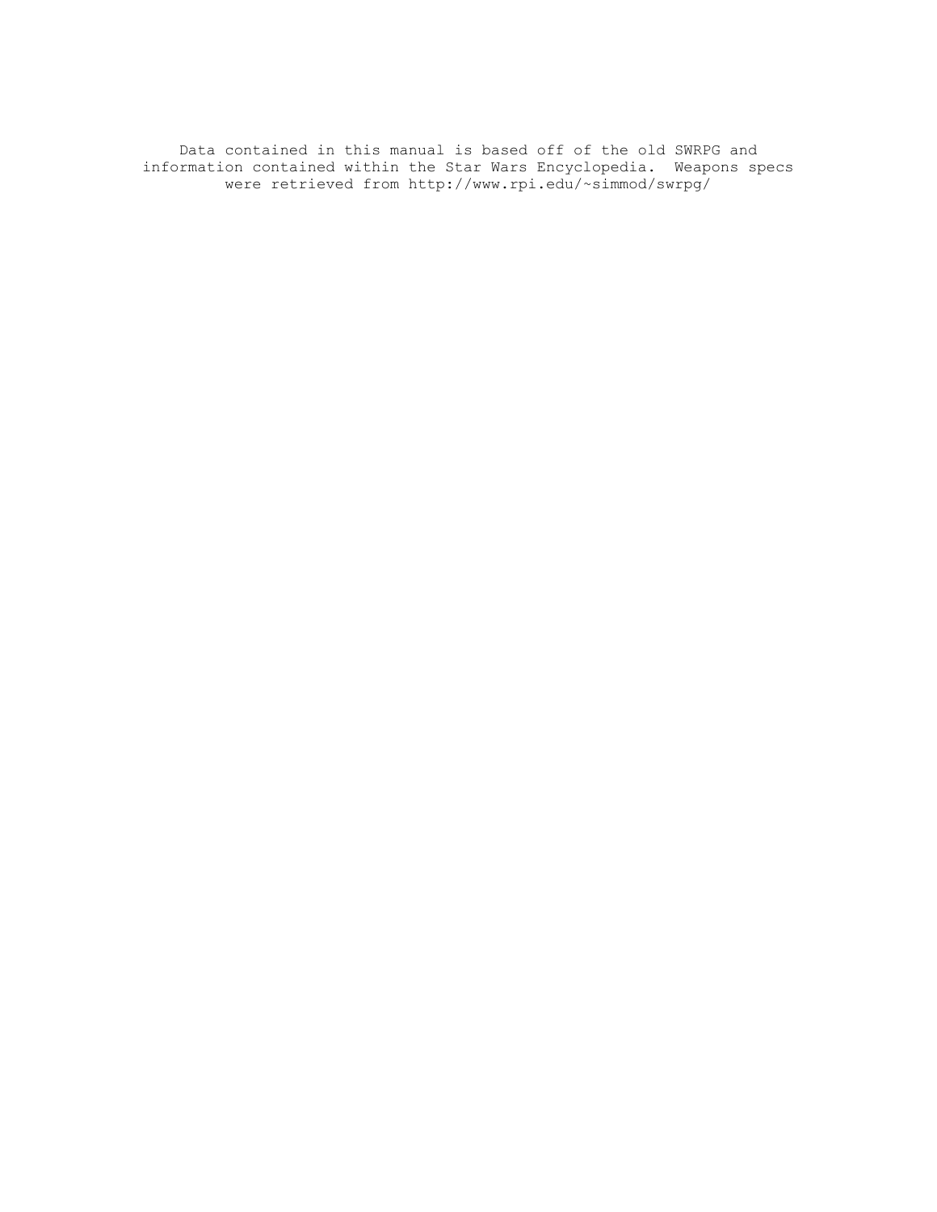Data contained in this manual is based off of the old SWRPG and information contained within the Star Wars Encyclopedia. Weapons specs were retrieved from http://www.rpi.edu/~simmod/swrpg/